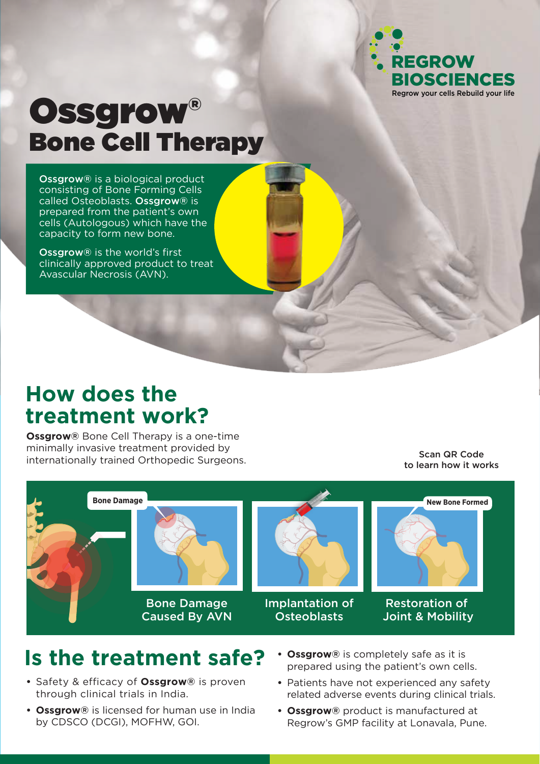REGROW BIOSCIENCES

Regrow your cells Rebuild your life

# Ossgrow®
# Bone Cell Therapy

**Ossgrow®** is a biological product consisting of Bone Forming Cells called Osteoblasts. **Ossgrow®** is prepared from the patient's own cells (Autologous) which have the capacity to form new bone.

**Ossgrow®** is the world's first clinically approved product to treat Avascular Necrosis (AVN).

## How does the treatment work?

**Ossgrow®** Bone Cell Therapy is a one-time minimally invasive treatment provided by internationally trained Orthopedic Surgeons.

Scan QR Code to learn how it works

Bone Damage

New Bone Formed

Bone Damage Caused By AVN

Implantation of Osteoblasts

Restoration of Joint & Mobility

## Is the treatment safe?

- Safety & efficacy of **Ossgrow®** is proven through clinical trials in India.
- **Ossgrow®** is licensed for human use in India by CDSCO (DCGI), MOFHW, GOI.
- **Ossgrow®** is completely safe as it is prepared using the patient's own cells.
- Patients have not experienced any safety related adverse events during clinical trials.
- **Ossgrow®** product is manufactured at Regrow's GMP facility at Lonavala, Pune.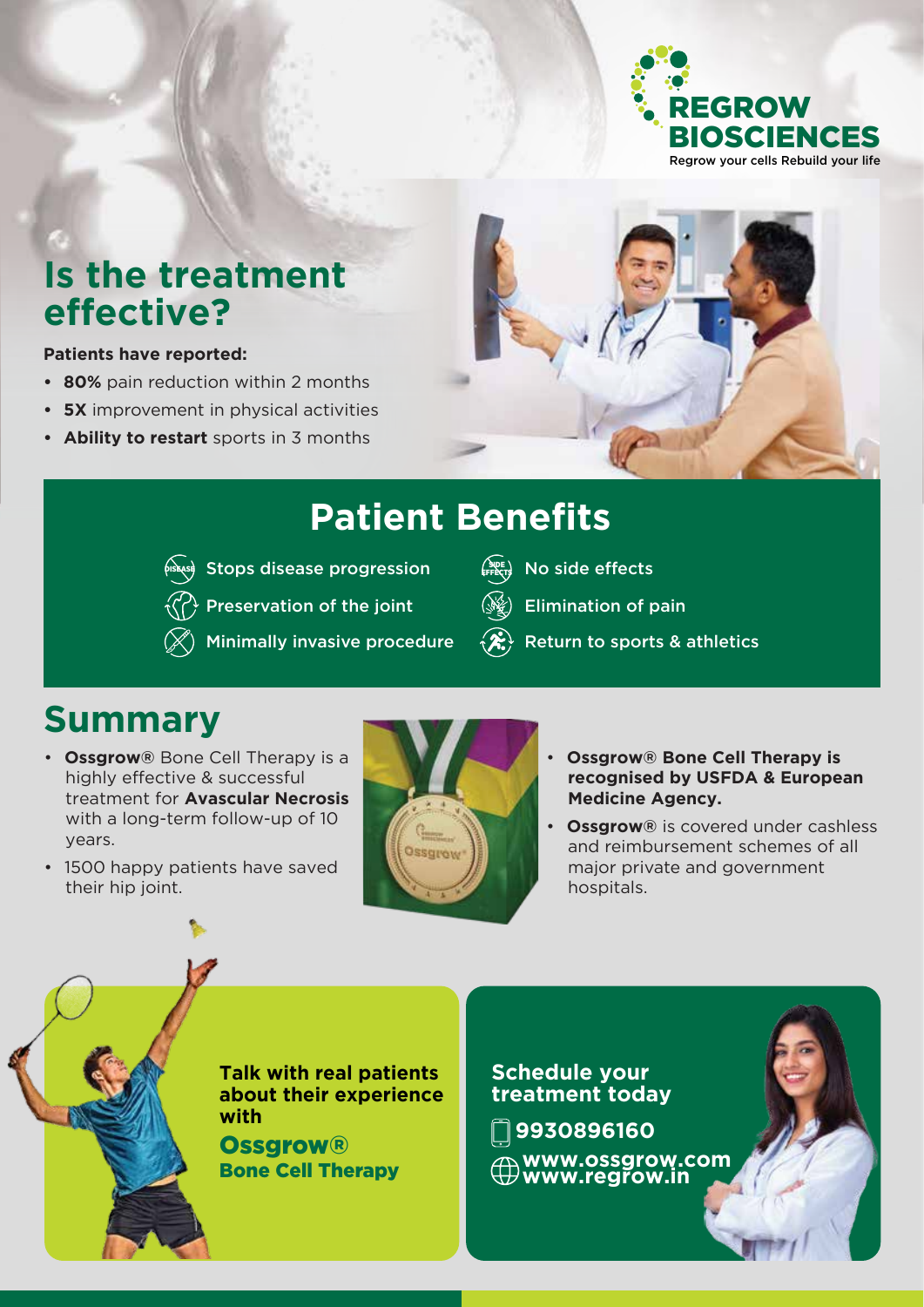REGROW BIOSCIENCES

Regrow your cells Rebuild your life

## Is the treatment effective?

**Patients have reported:**

- **80%** pain reduction within 2 months
- **5X** improvement in physical activities
- **Ability to restart** sports in 3 months

## Patient Benefits

- Stops disease progression
- Preservation of the joint
- Minimally invasive procedure
- No side effects
- Elimination of pain
- Return to sports & athletics

## Summary

- **Ossgrow®** Bone Cell Therapy is a highly effective & successful treatment for **Avascular Necrosis** with a long-term follow-up of 10 years.
- 1500 happy patients have saved their hip joint.
- **Ossgrow® Bone Cell Therapy is recognised by USFDA & European Medicine Agency.**
- **Ossgrow®** is covered under cashless and reimbursement schemes of all major private and government hospitals.

**Talk with real patients about their experience with**

**Ossgrow®**
**Bone Cell Therapy**

**Schedule your treatment today**

**9930896160**

**www.ossgrow.com**
**www.regrow.in**